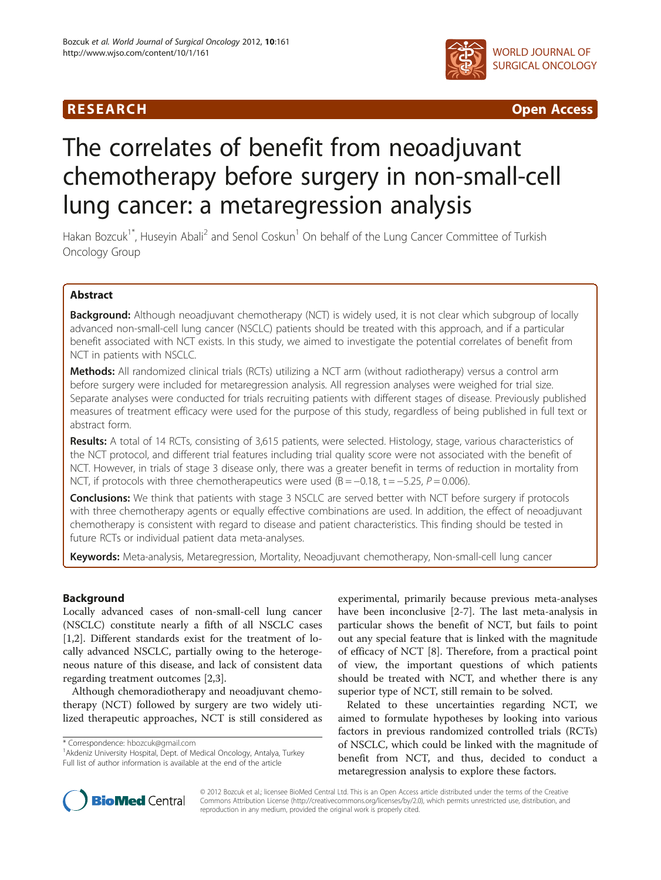**RESEARCH** **Open Access**

# The correlates of benefit from neoadjuvant chemotherapy before surgery in non-small-cell lung cancer: a metaregression analysis

Hakan Bozcuk[1*], Huseyin Abali[2] and Senol Coskun[1] On behalf of the Lung Cancer Committee of Turkish Oncology Group

## Abstract

**Background:** Although neoadjuvant chemotherapy (NCT) is widely used, it is not clear which subgroup of locally advanced non-small-cell lung cancer (NSCLC) patients should be treated with this approach, and if a particular benefit associated with NCT exists. In this study, we aimed to investigate the potential correlates of benefit from NCT in patients with NSCLC.

**Methods:** All randomized clinical trials (RCTs) utilizing a NCT arm (without radiotherapy) versus a control arm before surgery were included for metaregression analysis. All regression analyses were weighed for trial size. Separate analyses were conducted for trials recruiting patients with different stages of disease. Previously published measures of treatment efficacy were used for the purpose of this study, regardless of being published in full text or abstract form.

**Results:** A total of 14 RCTs, consisting of 3,615 patients, were selected. Histology, stage, various characteristics of the NCT protocol, and different trial features including trial quality score were not associated with the benefit of NCT. However, in trials of stage 3 disease only, there was a greater benefit in terms of reduction in mortality from NCT, if protocols with three chemotherapeutics were used ($B = -0.18$, $t = -5.25$, $P = 0.006$).

**Conclusions:** We think that patients with stage 3 NSCLC are served better with NCT before surgery if protocols with three chemotherapy agents or equally effective combinations are used. In addition, the effect of neoadjuvant chemotherapy is consistent with regard to disease and patient characteristics. This finding should be tested in future RCTs or individual patient data meta-analyses.

**Keywords:** Meta-analysis, Metaregression, Mortality, Neoadjuvant chemotherapy, Non-small-cell lung cancer

## Background

Locally advanced cases of non-small-cell lung cancer (NSCLC) constitute nearly a fifth of all NSCLC cases [1,2]. Different standards exist for the treatment of locally advanced NSCLC, partially owing to the heterogeneous nature of this disease, and lack of consistent data regarding treatment outcomes [2,3].

Although chemoradiotherapy and neoadjuvant chemotherapy (NCT) followed by surgery are two widely utilized therapeutic approaches, NCT is still considered as experimental, primarily because previous meta-analyses have been inconclusive [2-7]. The last meta-analysis in particular shows the benefit of NCT, but fails to point out any special feature that is linked with the magnitude of efficacy of NCT [8]. Therefore, from a practical point of view, the important questions of which patients should be treated with NCT, and whether there is any superior type of NCT, still remain to be solved.

Related to these uncertainties regarding NCT, we aimed to formulate hypotheses by looking into various factors in previous randomized controlled trials (RCTs) of NSCLC, which could be linked with the magnitude of benefit from NCT, and thus, decided to conduct a metaregression analysis to explore these factors.

\* Correspondence: hbozcuk@gmail.com
[1]Akdeniz University Hospital, Dept. of Medical Oncology, Antalya, Turkey
Full list of author information is available at the end of the article

© 2012 Bozcuk et al.; licensee BioMed Central Ltd. This is an Open Access article distributed under the terms of the Creative Commons Attribution License (http://creativecommons.org/licenses/by/2.0), which permits unrestricted use, distribution, and reproduction in any medium, provided the original work is properly cited.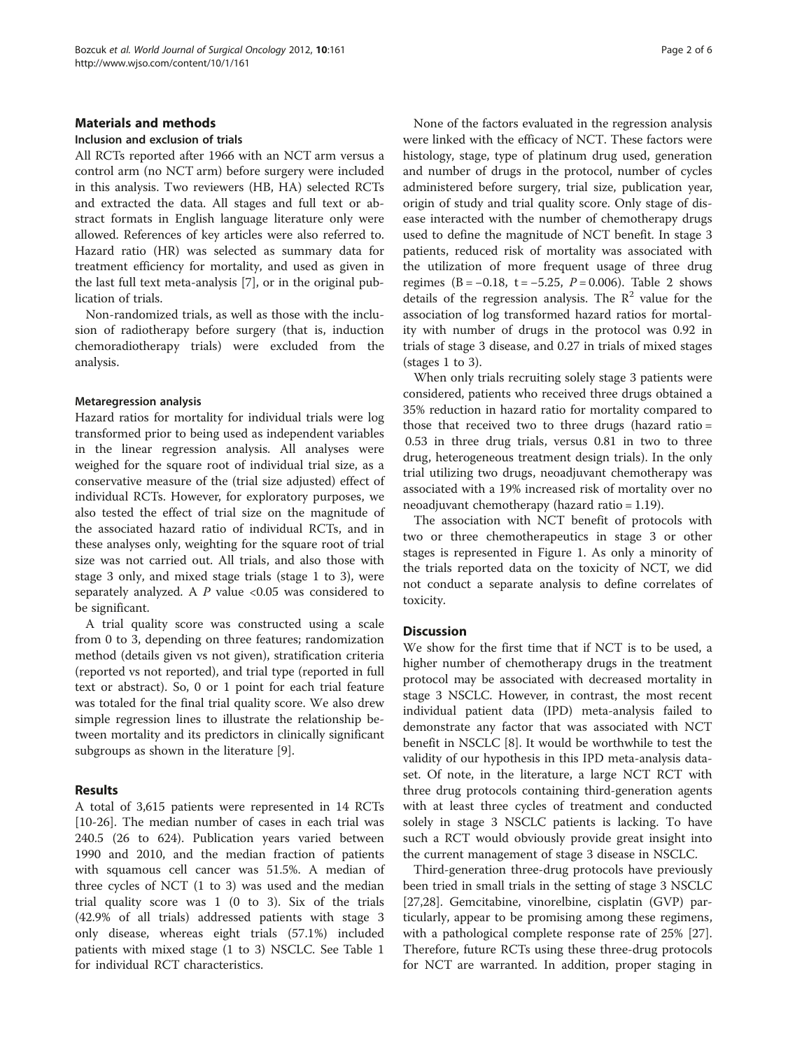## Materials and methods

### Inclusion and exclusion of trials

All RCTs reported after 1966 with an NCT arm versus a control arm (no NCT arm) before surgery were included in this analysis. Two reviewers (HB, HA) selected RCTs and extracted the data. All stages and full text or abstract formats in English language literature only were allowed. References of key articles were also referred to. Hazard ratio (HR) was selected as summary data for treatment efficiency for mortality, and used as given in the last full text meta-analysis [7], or in the original publication of trials.

Non-randomized trials, as well as those with the inclusion of radiotherapy before surgery (that is, induction chemoradiotherapy trials) were excluded from the analysis.

### Metaregression analysis

Hazard ratios for mortality for individual trials were log transformed prior to being used as independent variables in the linear regression analysis. All analyses were weighed for the square root of individual trial size, as a conservative measure of the (trial size adjusted) effect of individual RCTs. However, for exploratory purposes, we also tested the effect of trial size on the magnitude of the associated hazard ratio of individual RCTs, and in these analyses only, weighting for the square root of trial size was not carried out. All trials, and also those with stage 3 only, and mixed stage trials (stage 1 to 3), were separately analyzed. A $P$ value $<0.05$ was considered to be significant.

A trial quality score was constructed using a scale from 0 to 3, depending on three features; randomization method (details given vs not given), stratification criteria (reported vs not reported), and trial type (reported in full text or abstract). So, 0 or 1 point for each trial feature was totaled for the final trial quality score. We also drew simple regression lines to illustrate the relationship between mortality and its predictors in clinically significant subgroups as shown in the literature [9].

## Results

A total of 3,615 patients were represented in 14 RCTs [10-26]. The median number of cases in each trial was 240.5 (26 to 624). Publication years varied between 1990 and 2010, and the median fraction of patients with squamous cell cancer was 51.5%. A median of three cycles of NCT (1 to 3) was used and the median trial quality score was 1 (0 to 3). Six of the trials (42.9% of all trials) addressed patients with stage 3 only disease, whereas eight trials (57.1%) included patients with mixed stage (1 to 3) NSCLC. See Table 1 for individual RCT characteristics.

None of the factors evaluated in the regression analysis were linked with the efficacy of NCT. These factors were histology, stage, type of platinum drug used, generation and number of drugs in the protocol, number of cycles administered before surgery, trial size, publication year, origin of study and trial quality score. Only stage of disease interacted with the number of chemotherapy drugs used to define the magnitude of NCT benefit. In stage 3 patients, reduced risk of mortality was associated with the utilization of more frequent usage of three drug regimes ($B = -0.18$, $t = -5.25$, $P = 0.006$). Table 2 shows details of the regression analysis. The $R^2$ value for the association of log transformed hazard ratios for mortality with number of drugs in the protocol was 0.92 in trials of stage 3 disease, and 0.27 in trials of mixed stages (stages 1 to 3).

When only trials recruiting solely stage 3 patients were considered, patients who received three drugs obtained a 35% reduction in hazard ratio for mortality compared to those that received two to three drugs (hazard ratio = 0.53 in three drug trials, versus 0.81 in two to three drug, heterogeneous treatment design trials). In the only trial utilizing two drugs, neoadjuvant chemotherapy was associated with a 19% increased risk of mortality over no neoadjuvant chemotherapy (hazard ratio = 1.19).

The association with NCT benefit of protocols with two or three chemotherapeutics in stage 3 or other stages is represented in Figure 1. As only a minority of the trials reported data on the toxicity of NCT, we did not conduct a separate analysis to define correlates of toxicity.

## Discussion

We show for the first time that if NCT is to be used, a higher number of chemotherapy drugs in the treatment protocol may be associated with decreased mortality in stage 3 NSCLC. However, in contrast, the most recent individual patient data (IPD) meta-analysis failed to demonstrate any factor that was associated with NCT benefit in NSCLC [8]. It would be worthwhile to test the validity of our hypothesis in this IPD meta-analysis dataset. Of note, in the literature, a large NCT RCT with three drug protocols containing third-generation agents with at least three cycles of treatment and conducted solely in stage 3 NSCLC patients is lacking. To have such a RCT would obviously provide great insight into the current management of stage 3 disease in NSCLC.

Third-generation three-drug protocols have previously been tried in small trials in the setting of stage 3 NSCLC [27,28]. Gemcitabine, vinorelbine, cisplatin (GVP) particularly, appear to be promising among these regimens, with a pathological complete response rate of 25% [27]. Therefore, future RCTs using these three-drug protocols for NCT are warranted. In addition, proper staging in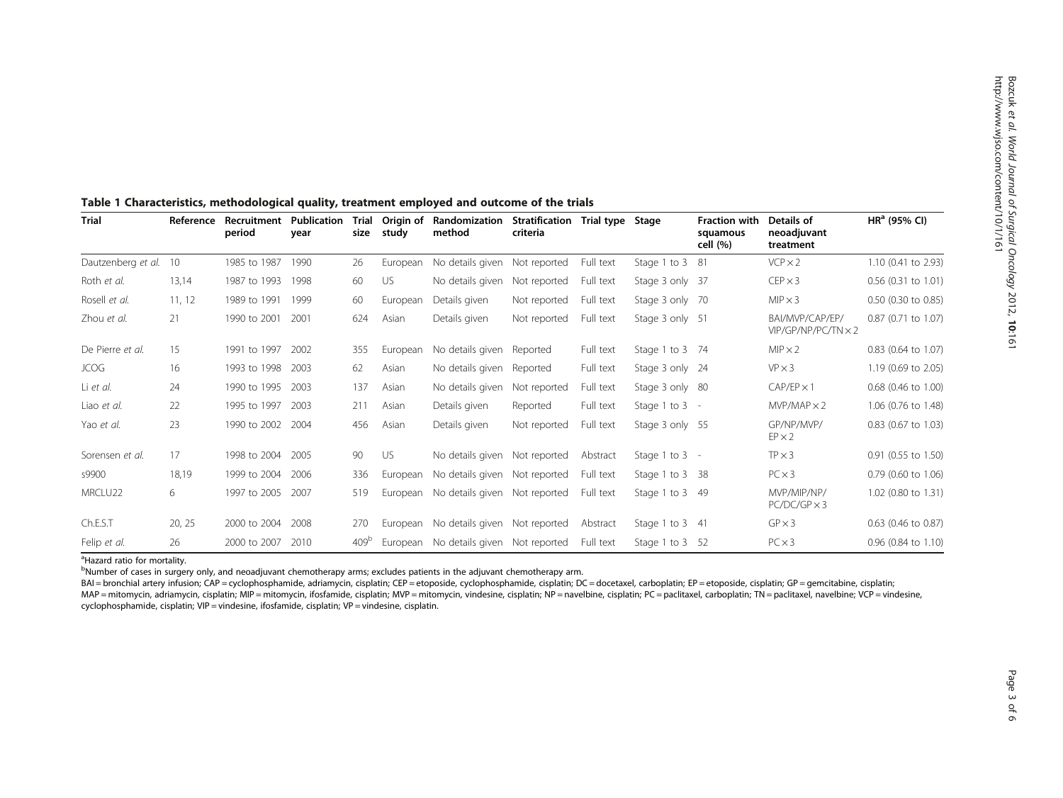**Table 1 Characteristics, methodological quality, treatment employed and outcome of the trials**

| Trial | Reference | Recruitment period | Publication year | Trial size | Origin of study | Randomization method | Stratification criteria | Trial type | Stage | Fraction with squamous cell (%) | Details of neoadjuvant treatment | HR[a] (95% CI) |
|---|---|---|---|---|---|---|---|---|---|---|---|---|
| Dautzenberg *et al.* | 10 | 1985 to 1987 | 1990 | 26 | European | No details given | Not reported | Full text | Stage 1 to 3 | 81 | VCP × 2 | 1.10 (0.41 to 2.93) |
| Roth *et al.* | 13,14 | 1987 to 1993 | 1998 | 60 | US | No details given | Not reported | Full text | Stage 3 only | 37 | CEP × 3 | 0.56 (0.31 to 1.01) |
| Rosell *et al.* | 11, 12 | 1989 to 1991 | 1999 | 60 | European | Details given | Not reported | Full text | Stage 3 only | 70 | MIP × 3 | 0.50 (0.30 to 0.85) |
| Zhou *et al.* | 21 | 1990 to 2001 | 2001 | 624 | Asian | Details given | Not reported | Full text | Stage 3 only | 51 | BAI/MVP/CAP/EP/VIP/GP/NP/PC/TN × 2 | 0.87 (0.71 to 1.07) |
| De Pierre *et al.* | 15 | 1991 to 1997 | 2002 | 355 | European | No details given | Reported | Full text | Stage 1 to 3 | 74 | MIP × 2 | 0.83 (0.64 to 1.07) |
| JCOG | 16 | 1993 to 1998 | 2003 | 62 | Asian | No details given | Reported | Full text | Stage 3 only | 24 | VP × 3 | 1.19 (0.69 to 2.05) |
| Li *et al.* | 24 | 1990 to 1995 | 2003 | 137 | Asian | No details given | Not reported | Full text | Stage 3 only | 80 | CAP/EP × 1 | 0.68 (0.46 to 1.00) |
| Liao *et al.* | 22 | 1995 to 1997 | 2003 | 211 | Asian | Details given | Reported | Full text | Stage 1 to 3 | - | MVP/MAP × 2 | 1.06 (0.76 to 1.48) |
| Yao *et al.* | 23 | 1990 to 2002 | 2004 | 456 | Asian | Details given | Not reported | Full text | Stage 3 only | 55 | GP/NP/MVP/EP × 2 | 0.83 (0.67 to 1.03) |
| Sorensen *et al.* | 17 | 1998 to 2004 | 2005 | 90 | US | No details given | Not reported | Abstract | Stage 1 to 3 | - | TP × 3 | 0.91 (0.55 to 1.50) |
| s9900 | 18,19 | 1999 to 2004 | 2006 | 336 | European | No details given | Not reported | Full text | Stage 1 to 3 | 38 | PC × 3 | 0.79 (0.60 to 1.06) |
| MRCLU22 | 6 | 1997 to 2005 | 2007 | 519 | European | No details given | Not reported | Full text | Stage 1 to 3 | 49 | MVP/MIP/NP/PC/DC/GP × 3 | 1.02 (0.80 to 1.31) |
| Ch.E.S.T | 20, 25 | 2000 to 2004 | 2008 | 270 | European | No details given | Not reported | Abstract | Stage 1 to 3 | 41 | GP × 3 | 0.63 (0.46 to 0.87) |
| Felip *et al.* | 26 | 2000 to 2007 | 2010 | 409[b] | European | No details given | Not reported | Full text | Stage 1 to 3 | 52 | PC × 3 | 0.96 (0.84 to 1.10) |

[a]Hazard ratio for mortality.

[b]Number of cases in surgery only, and neoadjuvant chemotherapy arms; excludes patients in the adjuvant chemotherapy arm.

BAI = bronchial artery infusion; CAP = cyclophosphamide, adriamycin, cisplatin; CEP = etoposide, cyclophosphamide, cisplatin; DC = docetaxel, carboplatin; EP = etoposide, cisplatin; GP = gemcitabine, cisplatin; MAP = mitomycin, adriamycin, cisplatin; MIP = mitomycin, ifosfamide, cisplatin; MVP = mitomycin, vindesine, cisplatin; NP = navelbine, cisplatin; PC = paclitaxel, carboplatin; TN = paclitaxel, navelbine; VCP = vindesine, cyclophosphamide, cisplatin; VIP = vindesine, ifosfamide, cisplatin; VP = vindesine, cisplatin.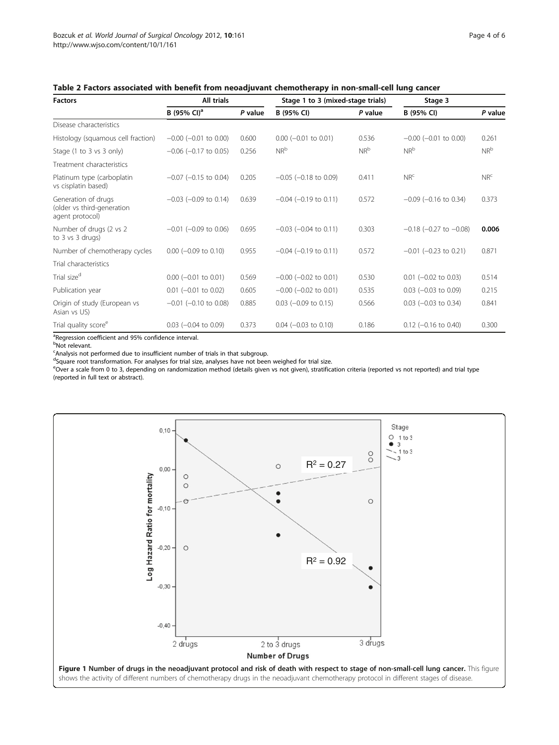**Table 2 Factors associated with benefit from neoadjuvant chemotherapy in non-small-cell lung cancer**

| Factors | All trials | | Stage 1 to 3 (mixed-stage trials) | | Stage 3 | |
|---|---|---|---|---|---|---|
| | B (95% CI)[a] | *P* value | B (95% CI) | *P* value | B (95% CI) | *P* value |
| Disease characteristics | | | | | | |
| Histology (squamous cell fraction) | −0.00 (−0.01 to 0.00) | 0.600 | 0.00 (−0.01 to 0.01) | 0.536 | −0.00 (−0.01 to 0.00) | 0.261 |
| Stage (1 to 3 vs 3 only) | −0.06 (−0.17 to 0.05) | 0.256 | NR[b] | NR[b] | NR[b] | NR[b] |
| Treatment characteristics | | | | | | |
| Platinum type (carboplatin vs cisplatin based) | −0.07 (−0.15 to 0.04) | 0.205 | −0.05 (−0.18 to 0.09) | 0.411 | NR[c] | NR[c] |
| Generation of drugs (older vs third-generation agent protocol) | −0.03 (−0.09 to 0.14) | 0.639 | −0.04 (−0.19 to 0.11) | 0.572 | −0.09 (−0.16 to 0.34) | 0.373 |
| Number of drugs (2 vs 2 to 3 vs 3 drugs) | −0.01 (−0.09 to 0.06) | 0.695 | −0.03 (−0.04 to 0.11) | 0.303 | −0.18 (−0.27 to −0.08) | **0.006** |
| Number of chemotherapy cycles | 0.00 (−0.09 to 0.10) | 0.955 | −0.04 (−0.19 to 0.11) | 0.572 | −0.01 (−0.23 to 0.21) | 0.871 |
| Trial characteristics | | | | | | |
| Trial size[d] | 0.00 (−0.01 to 0.01) | 0.569 | −0.00 (−0.02 to 0.01) | 0.530 | 0.01 (−0.02 to 0.03) | 0.514 |
| Publication year | 0.01 (−0.01 to 0.02) | 0.605 | −0.00 (−0.02 to 0.01) | 0.535 | 0.03 (−0.03 to 0.09) | 0.215 |
| Origin of study (European vs Asian vs US) | −0.01 (−0.10 to 0.08) | 0.885 | 0.03 (−0.09 to 0.15) | 0.566 | 0.03 (−0.03 to 0.34) | 0.841 |
| Trial quality score[e] | 0.03 (−0.04 to 0.09) | 0.373 | 0.04 (−0.03 to 0.10) | 0.186 | 0.12 (−0.16 to 0.40) | 0.300 |

[a]Regression coefficient and 95% confidence interval.
[b]Not relevant.
[c]Analysis not performed due to insufficient number of trials in that subgroup.
[d]Square root transformation. For analyses for trial size, analyses have not been weighed for trial size.
[e]Over a scale from 0 to 3, depending on randomization method (details given vs not given), stratification criteria (reported vs not reported) and trial type (reported in full text or abstract).

Stage
1 to 3
3
1 to 3
3

$R^2 = 0.27$

$R^2 = 0.92$

Log Hazard Ratio for mortality

0,10
0,00
-0,10
-0,20
-0,30
-0,40

2 drugs
2 to 3 drugs
3 drugs

Number of Drugs

**Figure 1 Number of drugs in the neoadjuvant protocol and risk of death with respect to stage of non-small-cell lung cancer.** This figure shows the activity of different numbers of chemotherapy drugs in the neoadjuvant chemotherapy protocol in different stages of disease.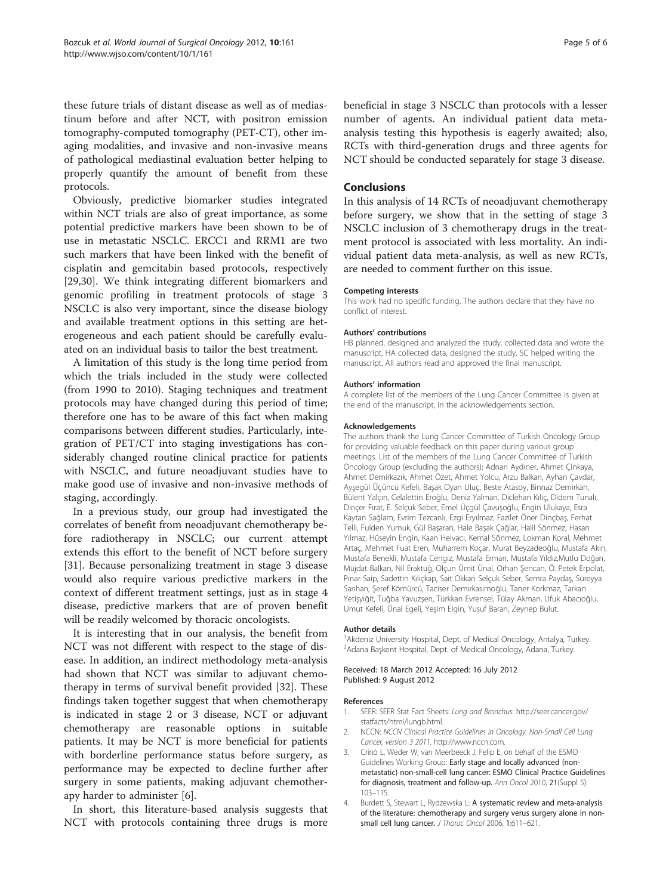these future trials of distant disease as well as of mediastinum before and after NCT, with positron emission tomography-computed tomography (PET-CT), other imaging modalities, and invasive and non-invasive means of pathological mediastinal evaluation better helping to properly quantify the amount of benefit from these protocols.

Obviously, predictive biomarker studies integrated within NCT trials are also of great importance, as some potential predictive markers have been shown to be of use in metastatic NSCLC. ERCC1 and RRM1 are two such markers that have been linked with the benefit of cisplatin and gemcitabin based protocols, respectively [29,30]. We think integrating different biomarkers and genomic profiling in treatment protocols of stage 3 NSCLC is also very important, since the disease biology and available treatment options in this setting are heterogeneous and each patient should be carefully evaluated on an individual basis to tailor the best treatment.

A limitation of this study is the long time period from which the trials included in the study were collected (from 1990 to 2010). Staging techniques and treatment protocols may have changed during this period of time; therefore one has to be aware of this fact when making comparisons between different studies. Particularly, integration of PET/CT into staging investigations has considerably changed routine clinical practice for patients with NSCLC, and future neoadjuvant studies have to make good use of invasive and non-invasive methods of staging, accordingly.

In a previous study, our group had investigated the correlates of benefit from neoadjuvant chemotherapy before radiotherapy in NSCLC; our current attempt extends this effort to the benefit of NCT before surgery [31]. Because personalizing treatment in stage 3 disease would also require various predictive markers in the context of different treatment settings, just as in stage 4 disease, predictive markers that are of proven benefit will be readily welcomed by thoracic oncologists.

It is interesting that in our analysis, the benefit from NCT was not different with respect to the stage of disease. In addition, an indirect methodology meta-analysis had shown that NCT was similar to adjuvant chemotherapy in terms of survival benefit provided [32]. These findings taken together suggest that when chemotherapy is indicated in stage 2 or 3 disease, NCT or adjuvant chemotherapy are reasonable options in suitable patients. It may be NCT is more beneficial for patients with borderline performance status before surgery, as performance may be expected to decline further after surgery in some patients, making adjuvant chemotherapy harder to administer [6].

In short, this literature-based analysis suggests that NCT with protocols containing three drugs is more beneficial in stage 3 NSCLC than protocols with a lesser number of agents. An individual patient data meta-analysis testing this hypothesis is eagerly awaited; also, RCTs with third-generation drugs and three agents for NCT should be conducted separately for stage 3 disease.

## Conclusions

In this analysis of 14 RCTs of neoadjuvant chemotherapy before surgery, we show that in the setting of stage 3 NSCLC inclusion of 3 chemotherapy drugs in the treatment protocol is associated with less mortality. An individual patient data meta-analysis, as well as new RCTs, are needed to comment further on this issue.

#### Competing interests

This work had no specific funding. The authors declare that they have no conflict of interest.

#### Authors' contributions

HB planned, designed and analyzed the study, collected data and wrote the manuscript, HA collected data, designed the study, SC helped writing the manuscript. All authors read and approved the final manuscript.

#### Authors' information

A complete list of the members of the Lung Cancer Committee is given at the end of the manuscript, in the acknowledgements section.

#### Acknowledgements

The authors thank the Lung Cancer Committee of Turkish Oncology Group for providing valuable feedback on this paper during various group meetings. List of the members of the Lung Cancer Committee of Turkish Oncology Group (excluding the authors); Adnan Aydıner, Ahmet Çinkaya, Ahmet Demirkazık, Ahmet Özet, Ahmet Yolcu, Arzu Balkan, Ayhan Çavdar, Ayşegül Üçüncü Kefeli, Başak Oyan Uluç, Beste Atasoy, Binnaz Demirkan, Bülent Yalçın, Celalettin Eroğlu, Deniz Yalman, Diclehan Kılıç, Didem Tunalı, Dinçer Fırat, E. Selçuk Seber, Emel Üçgül Çavuşoğlu, Engin Ulukaya, Esra Kaytan Sağlam, Evrim Tezcanlı, Ezgi Eryılmaz, Fazilet Öner Dinçbaş, Ferhat Telli, Fulden Yumuk, Gül Başaran, Hale Başak Çağlar, Halil Sönmez, Hasan Yılmaz, Hüseyin Engin, Kaan Helvacı, Kemal Sönmez, Lokman Koral, Mehmet Artaç, Mehmet Fuat Eren, Muharrem Koçar, Murat Beyzadeoğlu, Mustafa Akın, Mustafa Benekli, Mustafa Cengiz, Mustafa Erman, Mustafa Yıldız,Mutlu Doğan, Müjdat Balkan, Nil Eraktuğ, Olçun Ümit Ünal, Orhan Şencan, Ö. Petek Erpolat, Pınar Saip, Sadettin Kılıçkap, Sait Okkan Selçuk Seber, Semra Paydaş, Süreyya Sarıhan, Şeref Kömürcü, Taciser Demirkasımoğlu, Taner Korkmaz, Tarkan Yetişyiğit, Tuğba Yavuzşen, Türkkan Evrensel, Tülay Akman, Ufuk Abacıoğlu, Umut Kefeli, Ünal Egeli, Yeşim Elgin, Yusuf Baran, Zeynep Bulut.

#### Author details

[1]Akdeniz University Hospital, Dept. of Medical Oncology, Antalya, Turkey. [2]Adana Başkent Hospital, Dept. of Medical Oncology, Adana, Turkey.

Received: 18 March 2012 Accepted: 16 July 2012
Published: 9 August 2012

#### References

1. SEER: SEER Stat Fact Sheets: *Lung and Bronchus*: http://seer.cancer.gov/statfacts/html/lungb.html.
2. NCCN: *NCCN Clinical Practice Guidelines in Oncology. Non-Small Cell Lung Cancer, version 3 2011*. http://www.nccn.com.
3. Crinò L, Weder W, van Meerbeeck J, Felip E, on behalf of the ESMO Guidelines Working Group: **Early stage and locally advanced (non-metastatic) non-small-cell lung cancer: ESMO Clinical Practice Guidelines for diagnosis, treatment and follow-up.** *Ann Oncol* 2010, **21**(Suppl 5):103–115.
4. Burdett S, Stewart L, Rydzewska L: **A systematic review and meta-analysis of the literature: chemotherapy and surgery verus surgery alone in non-small cell lung cancer.** *J Thorac Oncol* 2006, **1**:611–621.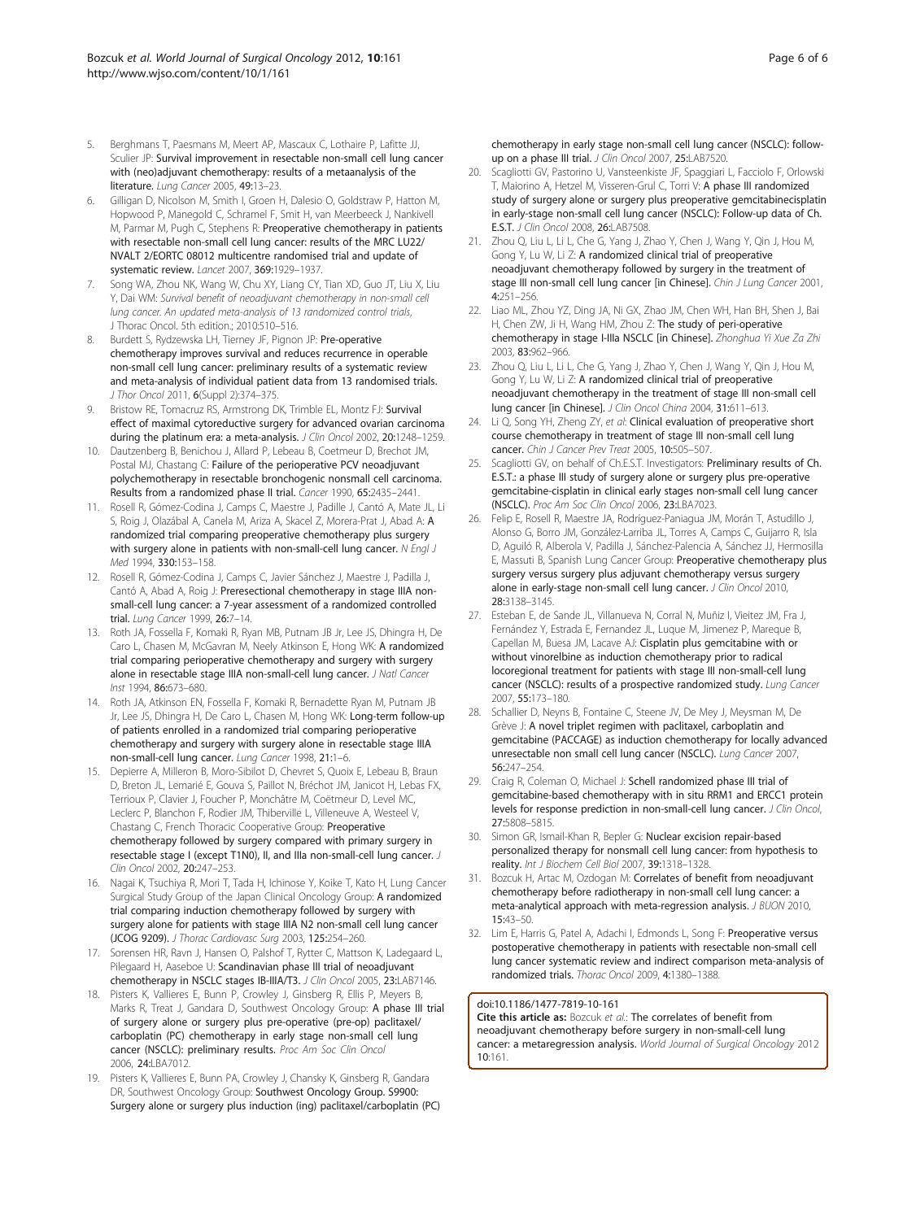5. Berghmans T, Paesmans M, Meert AP, Mascaux C, Lothaire P, Lafitte JJ, Sculier JP: **Survival improvement in resectable non-small cell lung cancer with (neo)adjuvant chemotherapy: results of a metaanalysis of the literature.** *Lung Cancer* 2005, **49:**13–23.
6. Gilligan D, Nicolson M, Smith I, Groen H, Dalesio O, Goldstraw P, Hatton M, Hopwood P, Manegold C, Schramel F, Smit H, van Meerbeeck J, Nankivell M, Parmar M, Pugh C, Stephens R: **Preoperative chemotherapy in patients with resectable non-small cell lung cancer: results of the MRC LU22/ NVALT 2/EORTC 08012 multicentre randomised trial and update of systematic review.** *Lancet* 2007, **369:**1929–1937.
7. Song WA, Zhou NK, Wang W, Chu XY, Liang CY, Tian XD, Guo JT, Liu X, Liu Y, Dai WM: *Survival benefit of neoadjuvant chemotherapy in non-small cell lung cancer. An updated meta-analysis of 13 randomized control trials*, J Thorac Oncol. 5th edition.; 2010:510–516.
8. Burdett S, Rydzewska LH, Tierney JF, Pignon JP: **Pre-operative chemotherapy improves survival and reduces recurrence in operable non-small cell lung cancer: preliminary results of a systematic review and meta-analysis of individual patient data from 13 randomised trials.** *J Thor Oncol* 2011, **6**(Suppl 2):374–375.
9. Bristow RE, Tomacruz RS, Armstrong DK, Trimble EL, Montz FJ: **Survival effect of maximal cytoreductive surgery for advanced ovarian carcinoma during the platinum era: a meta-analysis.** *J Clin Oncol* 2002, **20:**1248–1259.
10. Dautzenberg B, Benichou J, Allard P, Lebeau B, Coetmeur D, Brechot JM, Postal MJ, Chastang C: **Failure of the perioperative PCV neoadjuvant polychemotherapy in resectable bronchogenic nonsmall cell carcinoma. Results from a randomized phase II trial.** *Cancer* 1990, **65:**2435–2441.
11. Rosell R, Gómez-Codina J, Camps C, Maestre J, Padille J, Cantó A, Mate JL, Li S, Roig J, Olazábal A, Canela M, Ariza A, Skacel Z, Morera-Prat J, Abad A: **A randomized trial comparing preoperative chemotherapy plus surgery with surgery alone in patients with non-small-cell lung cancer.** *N Engl J Med* 1994, **330:**153–158.
12. Rosell R, Gómez-Codina J, Camps C, Javier Sánchez J, Maestre J, Padilla J, Cantó A, Abad A, Roig J: **Preresectional chemotherapy in stage IIIA non-small-cell lung cancer: a 7-year assessment of a randomized controlled trial.** *Lung Cancer* 1999, **26:**7–14.
13. Roth JA, Fossella F, Komaki R, Ryan MB, Putnam JB Jr, Lee JS, Dhingra H, De Caro L, Chasen M, McGavran M, Neely Atkinson E, Hong WK: **A randomized trial comparing perioperative chemotherapy and surgery with surgery alone in resectable stage IIIA non-small-cell lung cancer.** *J Natl Cancer Inst* 1994, **86:**673–680.
14. Roth JA, Atkinson EN, Fossella F, Komaki R, Bernadette Ryan M, Putnam JB Jr, Lee JS, Dhingra H, De Caro L, Chasen M, Hong WK: **Long-term follow-up of patients enrolled in a randomized trial comparing perioperative chemotherapy and surgery with surgery alone in resectable stage IIIA non-small-cell lung cancer.** *Lung Cancer* 1998, **21:**1–6.
15. Depierre A, Milleron B, Moro-Sibilot D, Chevret S, Quoix E, Lebeau B, Braun D, Breton JL, Lemarié E, Gouva S, Paillot N, Bréchot JM, Janicot H, Lebas FX, Terrioux P, Clavier J, Foucher P, Monchâtre M, Coëtmeur D, Level MC, Leclerc P, Blanchon F, Rodier JM, Thiberville L, Villeneuve A, Westeel V, Chastang C, French Thoracic Cooperative Group: **Preoperative chemotherapy followed by surgery compared with primary surgery in resectable stage I (except T1N0), II, and IIIa non-small-cell lung cancer.** *J Clin Oncol* 2002, **20:**247–253.
16. Nagai K, Tsuchiya R, Mori T, Tada H, Ichinose Y, Koike T, Kato H, Lung Cancer Surgical Study Group of the Japan Clinical Oncology Group: **A randomized trial comparing induction chemotherapy followed by surgery with surgery alone for patients with stage IIIA N2 non-small cell lung cancer (JCOG 9209).** *J Thorac Cardiovasc Surg* 2003, **125:**254–260.
17. Sorensen HR, Ravn J, Hansen O, Palshof T, Rytter C, Mattson K, Ladegaard L, Pilegaard H, Aaseboe U: **Scandinavian phase III trial of neoadjuvant chemotherapy in NSCLC stages IB-IIIA/T3.** *J Clin Oncol* 2005, **23:**LAB7146.
18. Pisters K, Vallieres E, Bunn P, Crowley J, Ginsberg R, Ellis P, Meyers B, Marks R, Treat J, Gandara D, Southwest Oncology Group: **A phase III trial of surgery alone or surgery plus pre-operative (pre-op) paclitaxel/ carboplatin (PC) chemotherapy in early stage non-small cell lung cancer (NSCLC): preliminary results.** *Proc Am Soc Clin Oncol* 2006, **24:**LBA7012.
19. Pisters K, Vallieres E, Bunn PA, Crowley J, Chansky K, Ginsberg R, Gandara DR, Southwest Oncology Group: **Southwest Oncology Group. S9900: Surgery alone or surgery plus induction (ing) paclitaxel/carboplatin (PC) chemotherapy in early stage non-small cell lung cancer (NSCLC): follow-up on a phase III trial.** *J Clin Oncol* 2007, **25:**LAB7520.
20. Scagliotti GV, Pastorino U, Vansteenkiste JF, Spaggiari L, Facciolo F, Orlowski T, Maiorino A, Hetzel M, Visseren-Grul C, Torri V: **A phase III randomized study of surgery alone or surgery plus preoperative gemcitabinecisplatin in early-stage non-small cell lung cancer (NSCLC): Follow-up data of Ch. E.S.T.** *J Clin Oncol* 2008, **26:**LAB7508.
21. Zhou Q, Liu L, Li L, Che G, Yang J, Zhao Y, Chen J, Wang Y, Qin J, Hou M, Gong Y, Lu W, Li Z: **A randomized clinical trial of preoperative neoadjuvant chemotherapy followed by surgery in the treatment of stage III non-small cell lung cancer [in Chinese].** *Chin J Lung Cancer* 2001, **4:**251–256.
22. Liao ML, Zhou YZ, Ding JA, Ni GX, Zhao JM, Chen WH, Han BH, Shen J, Bai H, Chen ZW, Ji H, Wang HM, Zhou Z: **The study of peri-operative chemotherapy in stage I-IIIa NSCLC [in Chinese].** *Zhonghua Yi Xue Za Zhi* 2003, **83:**962–966.
23. Zhou Q, Liu L, Li L, Che G, Yang J, Zhao Y, Chen J, Wang Y, Qin J, Hou M, Gong Y, Lu W, Li Z: **A randomized clinical trial of preoperative neoadjuvant chemotherapy in the treatment of stage III non-small cell lung cancer [in Chinese].** *J Clin Oncol China* 2004, **31:**611–613.
24. Li Q, Song YH, Zheng ZY, *et al*: **Clinical evaluation of preoperative short course chemotherapy in treatment of stage III non-small cell lung cancer.** *Chin J Cancer Prev Treat* 2005, **10:**505–507.
25. Scagliotti GV, on behalf of Ch.E.S.T. Investigators: **Preliminary results of Ch. E.S.T.: a phase III study of surgery alone or surgery plus pre-operative gemcitabine-cisplatin in clinical early stages non-small cell lung cancer (NSCLC).** *Proc Am Soc Clin Oncol* 2006, **23:**LBA7023.
26. Felip E, Rosell R, Maestre JA, Rodríguez-Paniagua JM, Morán T, Astudillo J, Alonso G, Borro JM, González-Larriba JL, Torres A, Camps C, Guijarro R, Isla D, Aguiló R, Alberola V, Padilla J, Sánchez-Palencia A, Sánchez JJ, Hermosilla E, Massuti B, Spanish Lung Cancer Group: **Preoperative chemotherapy plus surgery versus surgery plus adjuvant chemotherapy versus surgery alone in early-stage non-small cell lung cancer.** *J Clin Oncol* 2010, **28:**3138–3145.
27. Esteban E, de Sande JL, Villanueva N, Corral N, Muñiz I, Vieitez JM, Fra J, Fernández Y, Estrada E, Fernandez JL, Luque M, Jimenez P, Mareque B, Capellan M, Buesa JM, Lacave AJ: **Cisplatin plus gemcitabine with or without vinorelbine as induction chemotherapy prior to radical locoregional treatment for patients with stage III non-small-cell lung cancer (NSCLC): results of a prospective randomized study.** *Lung Cancer* 2007, **55:**173–180.
28. Schallier D, Neyns B, Fontaine C, Steene JV, De Mey J, Meysman M, De Grève J: **A novel triplet regimen with paclitaxel, carboplatin and gemcitabine (PACCAGE) as induction chemotherapy for locally advanced unresectable non small cell lung cancer (NSCLC).** *Lung Cancer* 2007, **56:**247–254.
29. Craig R, Coleman O, Michael J: **Schell randomized phase III trial of gemcitabine-based chemotherapy with in situ RRM1 and ERCC1 protein levels for response prediction in non-small-cell lung cancer.** *J Clin Oncol*, **27:**5808–5815.
30. Simon GR, Ismail-Khan R, Bepler G: **Nuclear excision repair-based personalized therapy for nonsmall cell lung cancer: from hypothesis to reality.** *Int J Biochem Cell Biol* 2007, **39:**1318–1328.
31. Bozcuk H, Artac M, Ozdogan M: **Correlates of benefit from neoadjuvant chemotherapy before radiotherapy in non-small cell lung cancer: a meta-analytical approach with meta-regression analysis.** *J BUON* 2010, **15:**43–50.
32. Lim E, Harris G, Patel A, Adachi I, Edmonds L, Song F: **Preoperative versus postoperative chemotherapy in patients with resectable non-small cell lung cancer systematic review and indirect comparison meta-analysis of randomized trials.** *Thorac Oncol* 2009, **4:**1380–1388.

doi:10.1186/1477-7819-10-161

**Cite this article as:** Bozcuk *et al.*: The correlates of benefit from neoadjuvant chemotherapy before surgery in non-small-cell lung cancer: a metaregression analysis. *World Journal of Surgical Oncology* 2012 **10**:161.